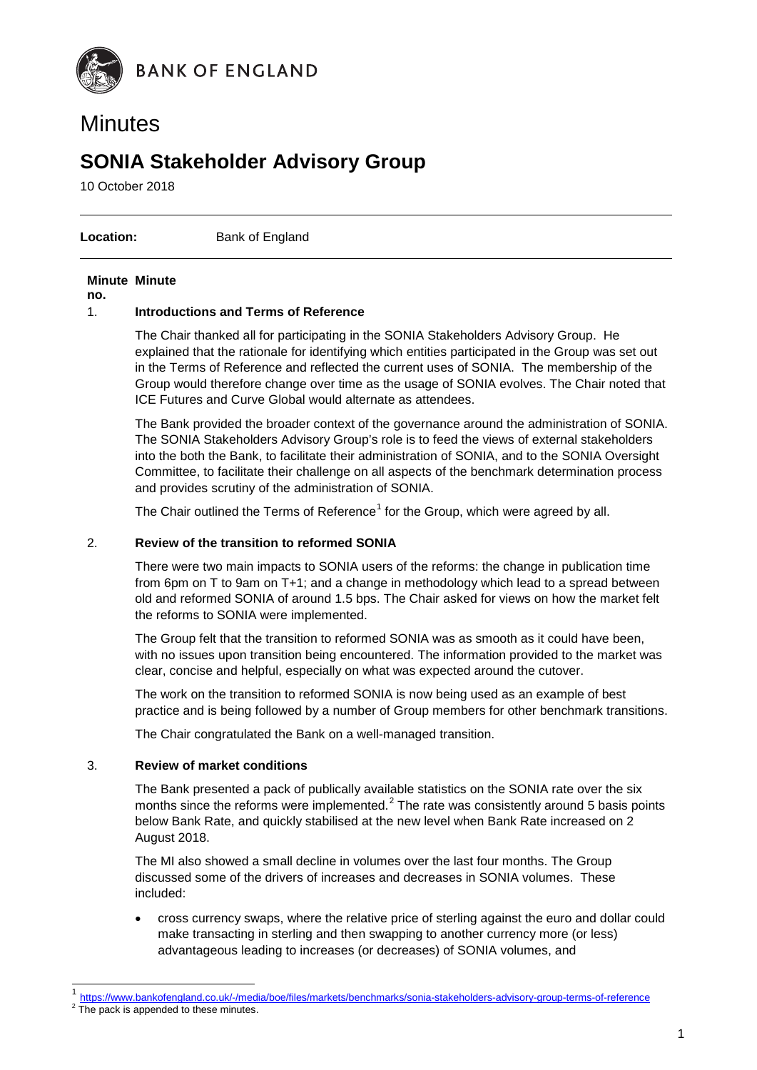BANK OF ENGLAND

# Minutes

## SONIA Stakeholder Advisory Group

10 October 2018

**Location:** Bank of England

| Minute no. | Minute |
|---|---|

### 1. Introductions and Terms of Reference

The Chair thanked all for participating in the SONIA Stakeholders Advisory Group. He explained that the rationale for identifying which entities participated in the Group was set out in the Terms of Reference and reflected the current uses of SONIA. The membership of the Group would therefore change over time as the usage of SONIA evolves. The Chair noted that ICE Futures and Curve Global would alternate as attendees.

The Bank provided the broader context of the governance around the administration of SONIA. The SONIA Stakeholders Advisory Group's role is to feed the views of external stakeholders into the both the Bank, to facilitate their administration of SONIA, and to the SONIA Oversight Committee, to facilitate their challenge on all aspects of the benchmark determination process and provides scrutiny of the administration of SONIA.

The Chair outlined the Terms of Reference[1] for the Group, which were agreed by all.

### 2. Review of the transition to reformed SONIA

There were two main impacts to SONIA users of the reforms: the change in publication time from 6pm on T to 9am on T+1; and a change in methodology which lead to a spread between old and reformed SONIA of around 1.5 bps. The Chair asked for views on how the market felt the reforms to SONIA were implemented.

The Group felt that the transition to reformed SONIA was as smooth as it could have been, with no issues upon transition being encountered. The information provided to the market was clear, concise and helpful, especially on what was expected around the cutover.

The work on the transition to reformed SONIA is now being used as an example of best practice and is being followed by a number of Group members for other benchmark transitions.

The Chair congratulated the Bank on a well-managed transition.

### 3. Review of market conditions

The Bank presented a pack of publically available statistics on the SONIA rate over the six months since the reforms were implemented.[2] The rate was consistently around 5 basis points below Bank Rate, and quickly stabilised at the new level when Bank Rate increased on 2 August 2018.

The MI also showed a small decline in volumes over the last four months. The Group discussed some of the drivers of increases and decreases in SONIA volumes. These included:

- cross currency swaps, where the relative price of sterling against the euro and dollar could make transacting in sterling and then swapping to another currency more (or less) advantageous leading to increases (or decreases) of SONIA volumes, and

---

[1] https://www.bankofengland.co.uk/-/media/boe/files/markets/benchmarks/sonia-stakeholders-advisory-group-terms-of-reference

[2] The pack is appended to these minutes.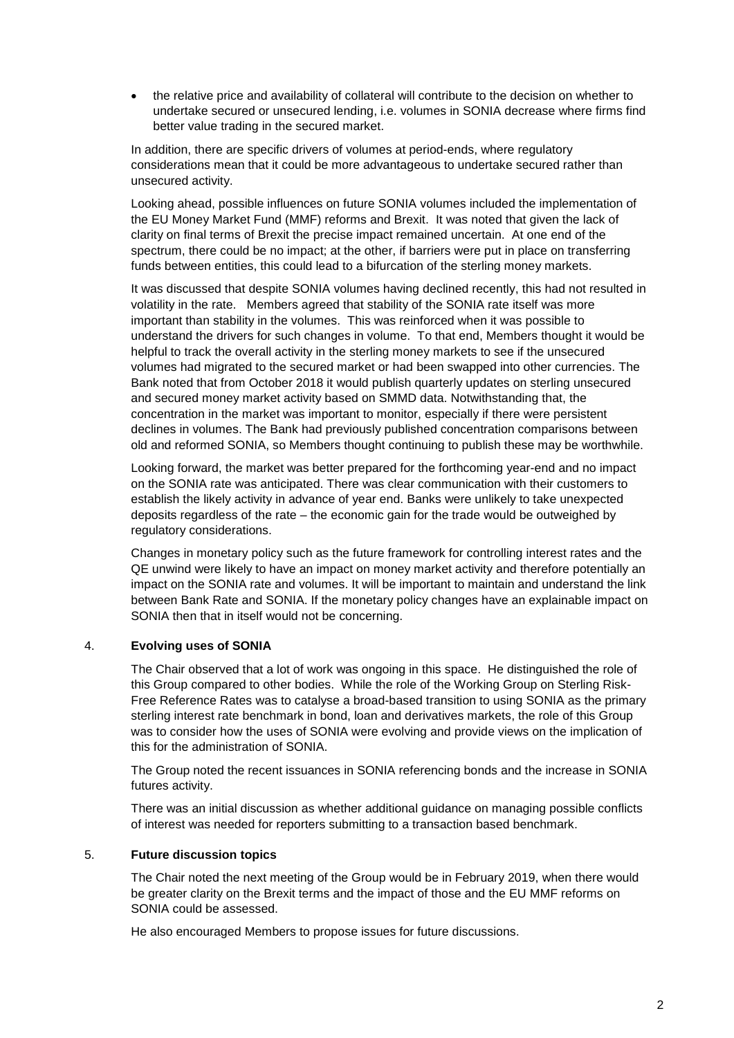- the relative price and availability of collateral will contribute to the decision on whether to undertake secured or unsecured lending, i.e. volumes in SONIA decrease where firms find better value trading in the secured market.

In addition, there are specific drivers of volumes at period-ends, where regulatory considerations mean that it could be more advantageous to undertake secured rather than unsecured activity.

Looking ahead, possible influences on future SONIA volumes included the implementation of the EU Money Market Fund (MMF) reforms and Brexit. It was noted that given the lack of clarity on final terms of Brexit the precise impact remained uncertain. At one end of the spectrum, there could be no impact; at the other, if barriers were put in place on transferring funds between entities, this could lead to a bifurcation of the sterling money markets.

It was discussed that despite SONIA volumes having declined recently, this had not resulted in volatility in the rate. Members agreed that stability of the SONIA rate itself was more important than stability in the volumes. This was reinforced when it was possible to understand the drivers for such changes in volume. To that end, Members thought it would be helpful to track the overall activity in the sterling money markets to see if the unsecured volumes had migrated to the secured market or had been swapped into other currencies. The Bank noted that from October 2018 it would publish quarterly updates on sterling unsecured and secured money market activity based on SMMD data. Notwithstanding that, the concentration in the market was important to monitor, especially if there were persistent declines in volumes. The Bank had previously published concentration comparisons between old and reformed SONIA, so Members thought continuing to publish these may be worthwhile.

Looking forward, the market was better prepared for the forthcoming year-end and no impact on the SONIA rate was anticipated. There was clear communication with their customers to establish the likely activity in advance of year end. Banks were unlikely to take unexpected deposits regardless of the rate – the economic gain for the trade would be outweighed by regulatory considerations.

Changes in monetary policy such as the future framework for controlling interest rates and the QE unwind were likely to have an impact on money market activity and therefore potentially an impact on the SONIA rate and volumes. It will be important to maintain and understand the link between Bank Rate and SONIA. If the monetary policy changes have an explainable impact on SONIA then that in itself would not be concerning.

## 4. **Evolving uses of SONIA**

The Chair observed that a lot of work was ongoing in this space. He distinguished the role of this Group compared to other bodies. While the role of the Working Group on Sterling Risk-Free Reference Rates was to catalyse a broad-based transition to using SONIA as the primary sterling interest rate benchmark in bond, loan and derivatives markets, the role of this Group was to consider how the uses of SONIA were evolving and provide views on the implication of this for the administration of SONIA.

The Group noted the recent issuances in SONIA referencing bonds and the increase in SONIA futures activity.

There was an initial discussion as whether additional guidance on managing possible conflicts of interest was needed for reporters submitting to a transaction based benchmark.

## 5. **Future discussion topics**

The Chair noted the next meeting of the Group would be in February 2019, when there would be greater clarity on the Brexit terms and the impact of those and the EU MMF reforms on SONIA could be assessed.

He also encouraged Members to propose issues for future discussions.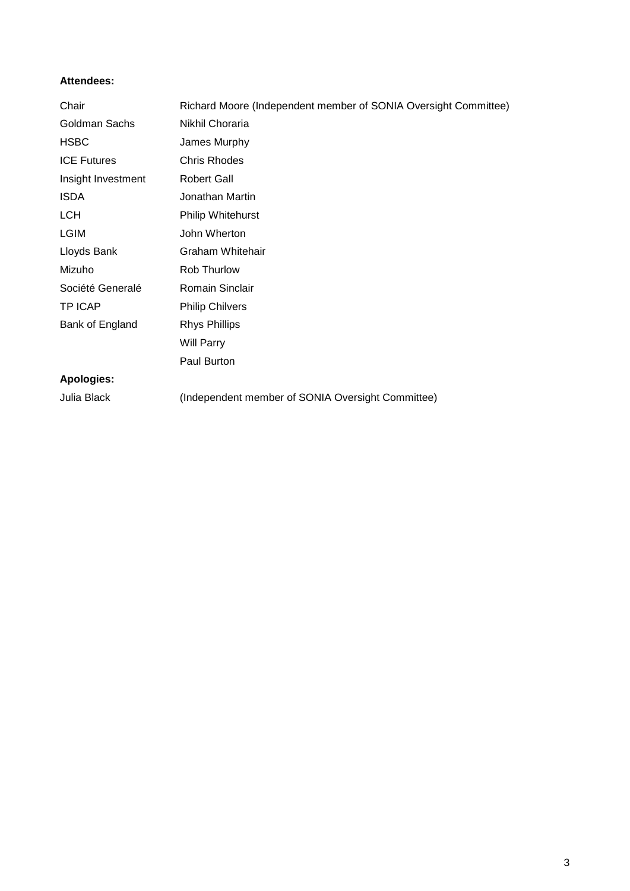**Attendees:**

| | |
|---|---|
| Chair | Richard Moore (Independent member of SONIA Oversight Committee) |
| Goldman Sachs | Nikhil Choraria |
| HSBC | James Murphy |
| ICE Futures | Chris Rhodes |
| Insight Investment | Robert Gall |
| ISDA | Jonathan Martin |
| LCH | Philip Whitehurst |
| LGIM | John Wherton |
| Lloyds Bank | Graham Whitehair |
| Mizuho | Rob Thurlow |
| Société Generalé | Romain Sinclair |
| TP ICAP | Philip Chilvers |
| Bank of England | Rhys Phillips |
| | Will Parry |
| | Paul Burton |

**Apologies:**

| | |
|---|---|
| Julia Black | (Independent member of SONIA Oversight Committee) |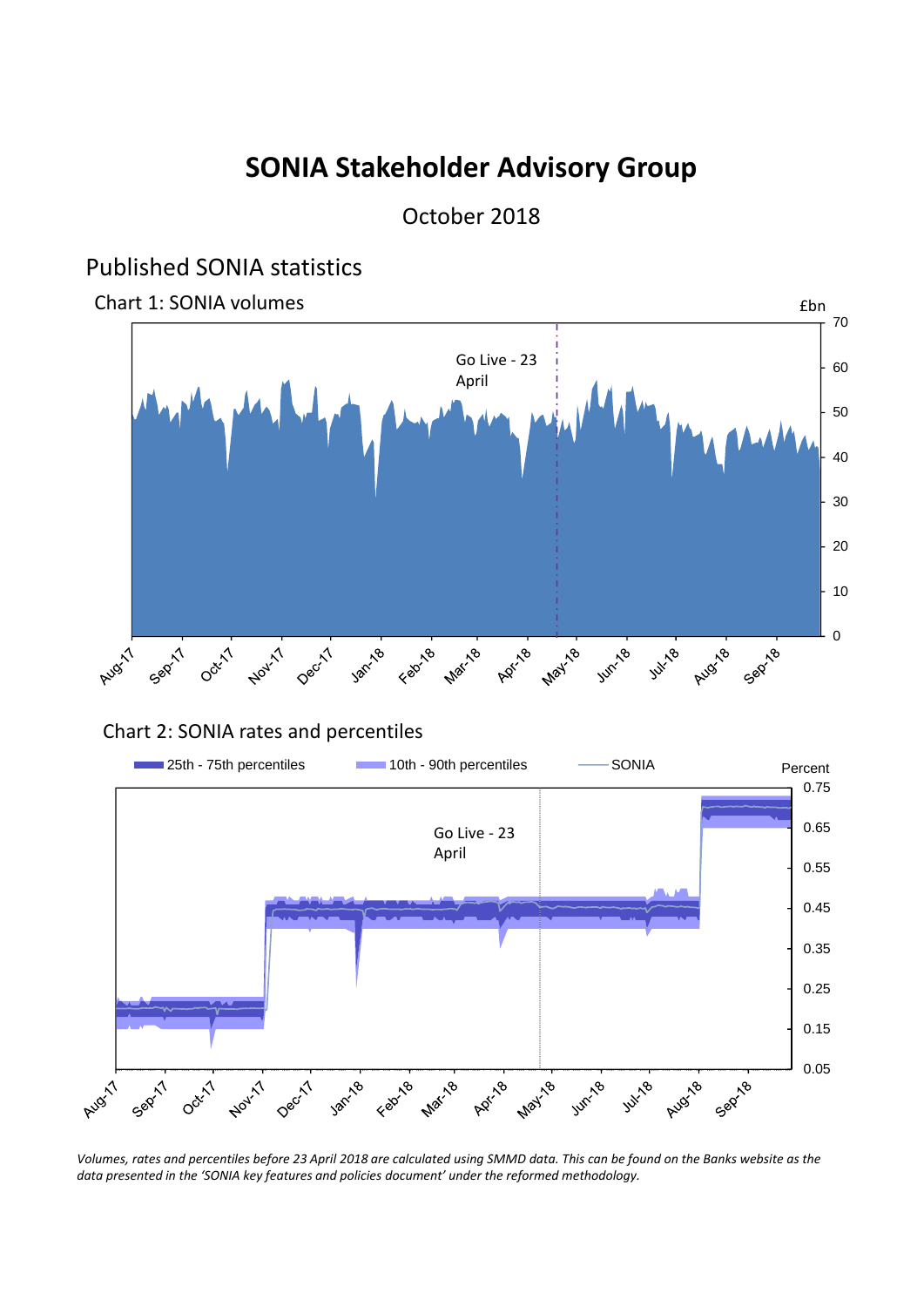# SONIA Stakeholder Advisory Group

October 2018

## Published SONIA statistics

### Chart 1: SONIA volumes

£bn

Go Live - 23 April

### Chart 2: SONIA rates and percentiles

25th - 75th percentiles | 10th - 90th percentiles | SONIA

Percent

Go Live - 23 April

*Volumes, rates and percentiles before 23 April 2018 are calculated using SMMD data. This can be found on the Banks website as the data presented in the 'SONIA key features and policies document' under the reformed methodology.*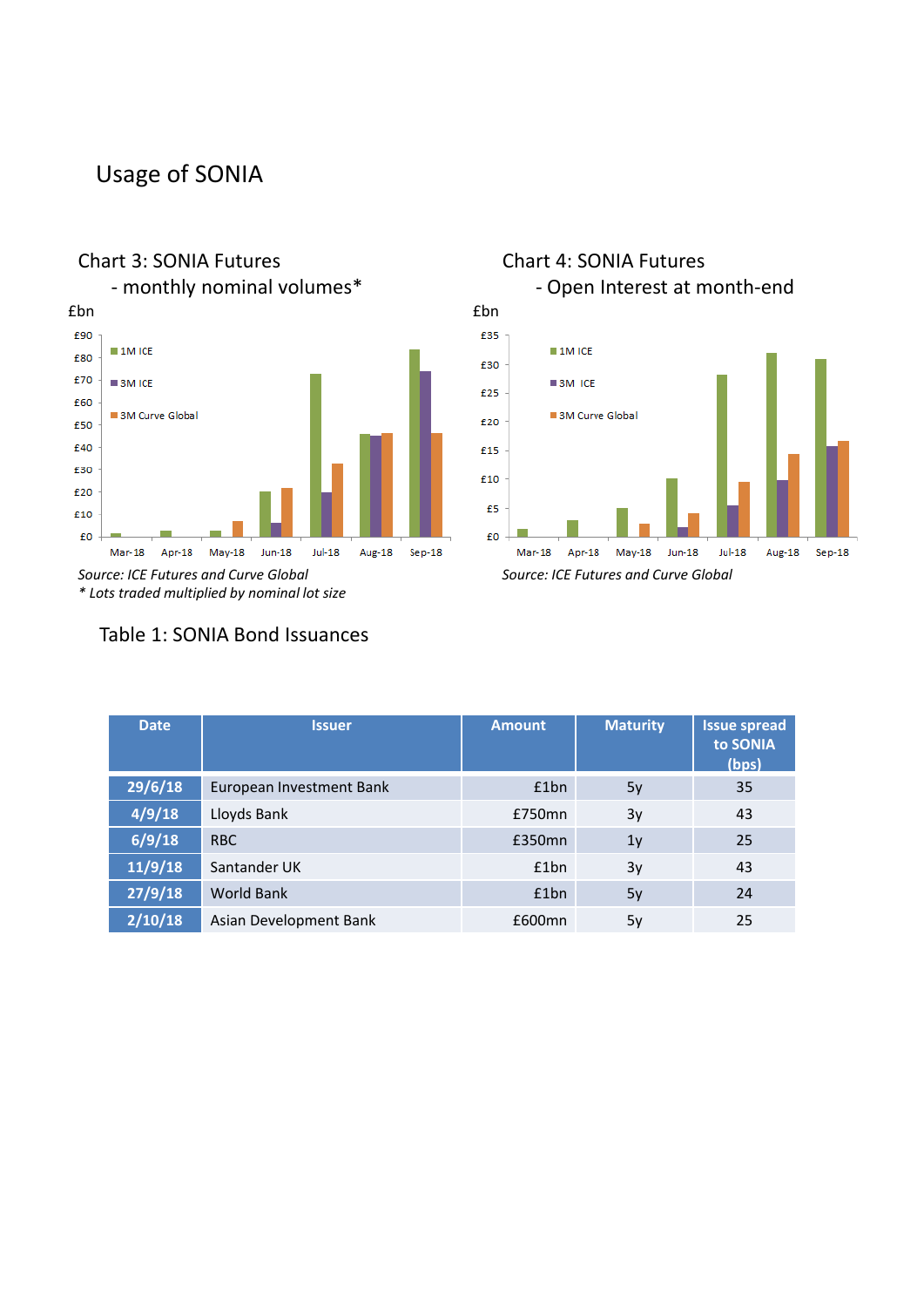# Usage of SONIA

Chart 3: SONIA Futures
- monthly nominal volumes*

£bn

£90
£80
£70
£60
£50
£40
£30
£20
£10
£0

1M ICE
3M ICE
3M Curve Global

Mar-18 Apr-18 May-18 Jun-18 Jul-18 Aug-18 Sep-18

*Source: ICE Futures and Curve Global*
*\* Lots traded multiplied by nominal lot size*

Chart 4: SONIA Futures
- Open Interest at month-end

£bn

£35
£30
£25
£20
£15
£10
£5
£0

1M ICE
3M ICE
3M Curve Global

Mar-18 Apr-18 May-18 Jun-18 Jul-18 Aug-18 Sep-18

*Source: ICE Futures and Curve Global*

Table 1: SONIA Bond Issuances

| Date | Issuer | Amount | Maturity | Issue spread to SONIA (bps) |
|---|---|---|---|---|
| 29/6/18 | European Investment Bank | £1bn | 5y | 35 |
| 4/9/18 | Lloyds Bank | £750mn | 3y | 43 |
| 6/9/18 | RBC | £350mn | 1y | 25 |
| 11/9/18 | Santander UK | £1bn | 3y | 43 |
| 27/9/18 | World Bank | £1bn | 5y | 24 |
| 2/10/18 | Asian Development Bank | £600mn | 5y | 25 |